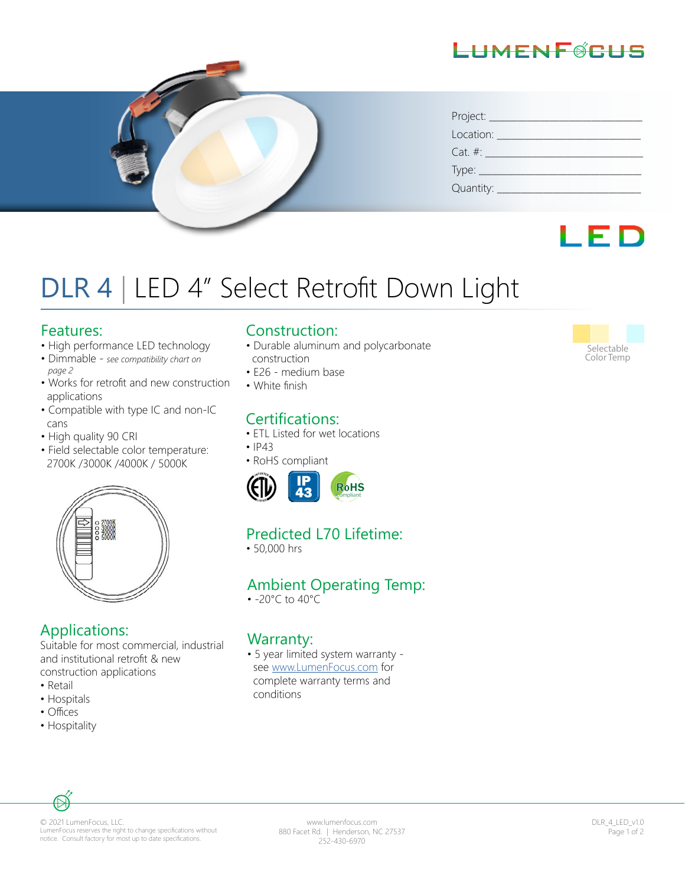LumenFocus

Project: ____________________

Location: ____________________

Cat. #: ____________________

Type: ____________________

Quantity: ____________________

LED

# DLR 4 | LED 4" Select Retrofit Down Light

Selectable Color Temp

## Features:

- High performance LED technology
- Dimmable - *see compatibility chart on page 2*
- Works for retrofit and new construction applications
- Compatible with type IC and non-IC cans
- High quality 90 CRI
- Field selectable color temperature: 2700K /3000K /4000K / 5000K

2700K
3000K
4000K
5000K

## Applications:

Suitable for most commercial, industrial and institutional retrofit & new construction applications

- Retail
- Hospitals
- Offices
- Hospitality

## Construction:

- Durable aluminum and polycarbonate construction
- E26 - medium base
- White finish

## Certifications:

- ETL Listed for wet locations
- IP43
- RoHS compliant

## Predicted L70 Lifetime:

- 50,000 hrs

## Ambient Operating Temp:

- -20°C to 40°C

## Warranty:

- 5 year limited system warranty - see www.LumenFocus.com for complete warranty terms and conditions

© 2021 LumenFocus, LLC.
LumenFocus reserves the right to change specifications without notice. Consult factory for most up to date specifications.

www.lumenfocus.com
880 Facet Rd. | Henderson, NC 27537
252-430-6970

DLR_4_LED_v1.0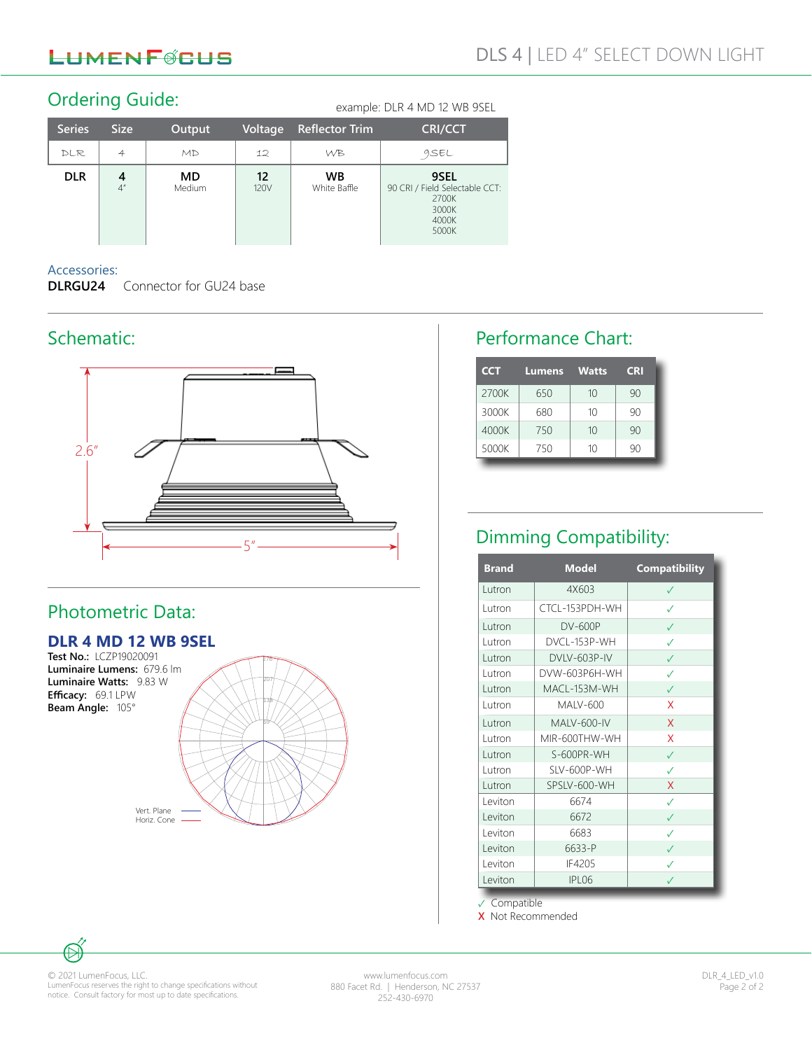## Ordering Guide:

example: DLR 4 MD 12 WB 9SEL

| Series | Size | Output | Voltage | Reflector Trim | CRI/CCT |
|---|---|---|---|---|---|
| DLR | 4 | MD | 12 | WB | 9SEL |
| **DLR** | **4** 4" | **MD** Medium | **12** 120V | **WB** White Baffle | **9SEL** 90 CRI / Field Selectable CCT: 2700K 3000K 4000K 5000K |

### Accessories:

**DLRGU24** Connector for GU24 base

## Schematic:

2.6"

5"

## Photometric Data:

### DLR 4 MD 12 WB 9SEL

**Test No.:** LCZP19020091
**Luminaire Lumens:** 679.6 lm
**Luminaire Watts:** 9.83 W
**Efficacy:** 69.1 LPW
**Beam Angle:** 105°

276
207
138
69

Vert. Plane
Horiz. Cone

## Performance Chart:

| CCT | Lumens | Watts | CRI |
|---|---|---|---|
| 2700K | 650 | 10 | 90 |
| 3000K | 680 | 10 | 90 |
| 4000K | 750 | 10 | 90 |
| 5000K | 750 | 10 | 90 |

## Dimming Compatibility:

| Brand | Model | Compatibility |
|---|---|---|
| Lutron | 4X603 | ✓ |
| Lutron | CTCL-153PDH-WH | ✓ |
| Lutron | DV-600P | ✓ |
| Lutron | DVCL-153P-WH | ✓ |
| Lutron | DVLV-603P-IV | ✓ |
| Lutron | DVW-603P6H-WH | ✓ |
| Lutron | MACL-153M-WH | ✓ |
| Lutron | MALV-600 | X |
| Lutron | MALV-600-IV | X |
| Lutron | MIR-600THW-WH | X |
| Lutron | S-600PR-WH | ✓ |
| Lutron | SLV-600P-WH | ✓ |
| Lutron | SPSLV-600-WH | X |
| Leviton | 6674 | ✓ |
| Leviton | 6672 | ✓ |
| Leviton | 6683 | ✓ |
| Leviton | 6633-P | ✓ |
| Leviton | IF4205 | ✓ |
| Leviton | IPL06 | ✓ |

✓ Compatible
X Not Recommended

© 2021 LumenFocus, LLC.
LumenFocus reserves the right to change specifications without notice. Consult factory for most up to date specifications.

www.lumenfocus.com
880 Facet Rd. | Henderson, NC 27537
252-430-6970

DLR_4_LED_v1.0